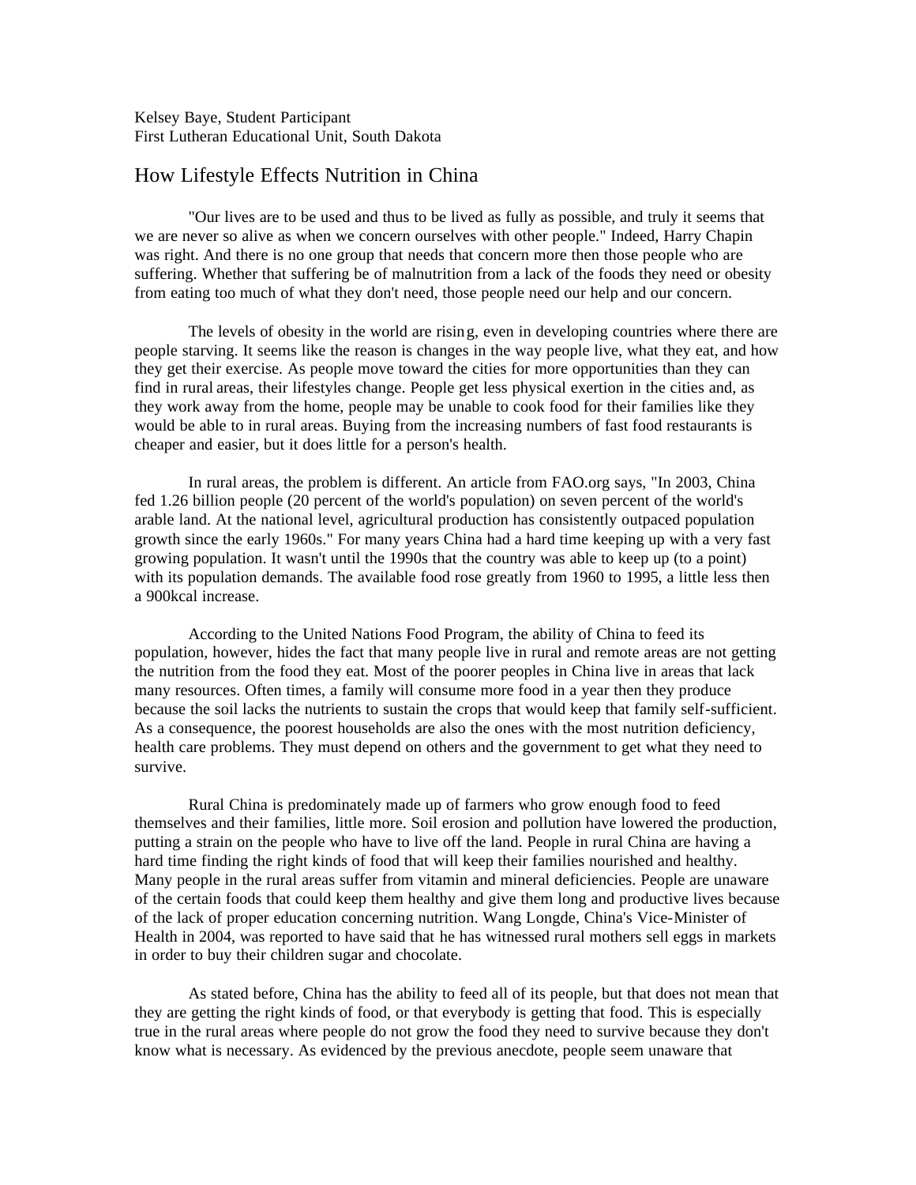Kelsey Baye, Student Participant
First Lutheran Educational Unit, South Dakota

# How Lifestyle Effects Nutrition in China

"Our lives are to be used and thus to be lived as fully as possible, and truly it seems that we are never so alive as when we concern ourselves with other people." Indeed, Harry Chapin was right. And there is no one group that needs that concern more then those people who are suffering. Whether that suffering be of malnutrition from a lack of the foods they need or obesity from eating too much of what they don't need, those people need our help and our concern.

The levels of obesity in the world are rising, even in developing countries where there are people starving. It seems like the reason is changes in the way people live, what they eat, and how they get their exercise. As people move toward the cities for more opportunities than they can find in rural areas, their lifestyles change. People get less physical exertion in the cities and, as they work away from the home, people may be unable to cook food for their families like they would be able to in rural areas. Buying from the increasing numbers of fast food restaurants is cheaper and easier, but it does little for a person's health.

In rural areas, the problem is different. An article from FAO.org says, "In 2003, China fed 1.26 billion people (20 percent of the world's population) on seven percent of the world's arable land. At the national level, agricultural production has consistently outpaced population growth since the early 1960s." For many years China had a hard time keeping up with a very fast growing population. It wasn't until the 1990s that the country was able to keep up (to a point) with its population demands. The available food rose greatly from 1960 to 1995, a little less then a 900kcal increase.

According to the United Nations Food Program, the ability of China to feed its population, however, hides the fact that many people live in rural and remote areas are not getting the nutrition from the food they eat. Most of the poorer peoples in China live in areas that lack many resources. Often times, a family will consume more food in a year then they produce because the soil lacks the nutrients to sustain the crops that would keep that family self-sufficient. As a consequence, the poorest households are also the ones with the most nutrition deficiency, health care problems. They must depend on others and the government to get what they need to survive.

Rural China is predominately made up of farmers who grow enough food to feed themselves and their families, little more. Soil erosion and pollution have lowered the production, putting a strain on the people who have to live off the land. People in rural China are having a hard time finding the right kinds of food that will keep their families nourished and healthy. Many people in the rural areas suffer from vitamin and mineral deficiencies. People are unaware of the certain foods that could keep them healthy and give them long and productive lives because of the lack of proper education concerning nutrition. Wang Longde, China's Vice-Minister of Health in 2004, was reported to have said that he has witnessed rural mothers sell eggs in markets in order to buy their children sugar and chocolate.

As stated before, China has the ability to feed all of its people, but that does not mean that they are getting the right kinds of food, or that everybody is getting that food. This is especially true in the rural areas where people do not grow the food they need to survive because they don't know what is necessary. As evidenced by the previous anecdote, people seem unaware that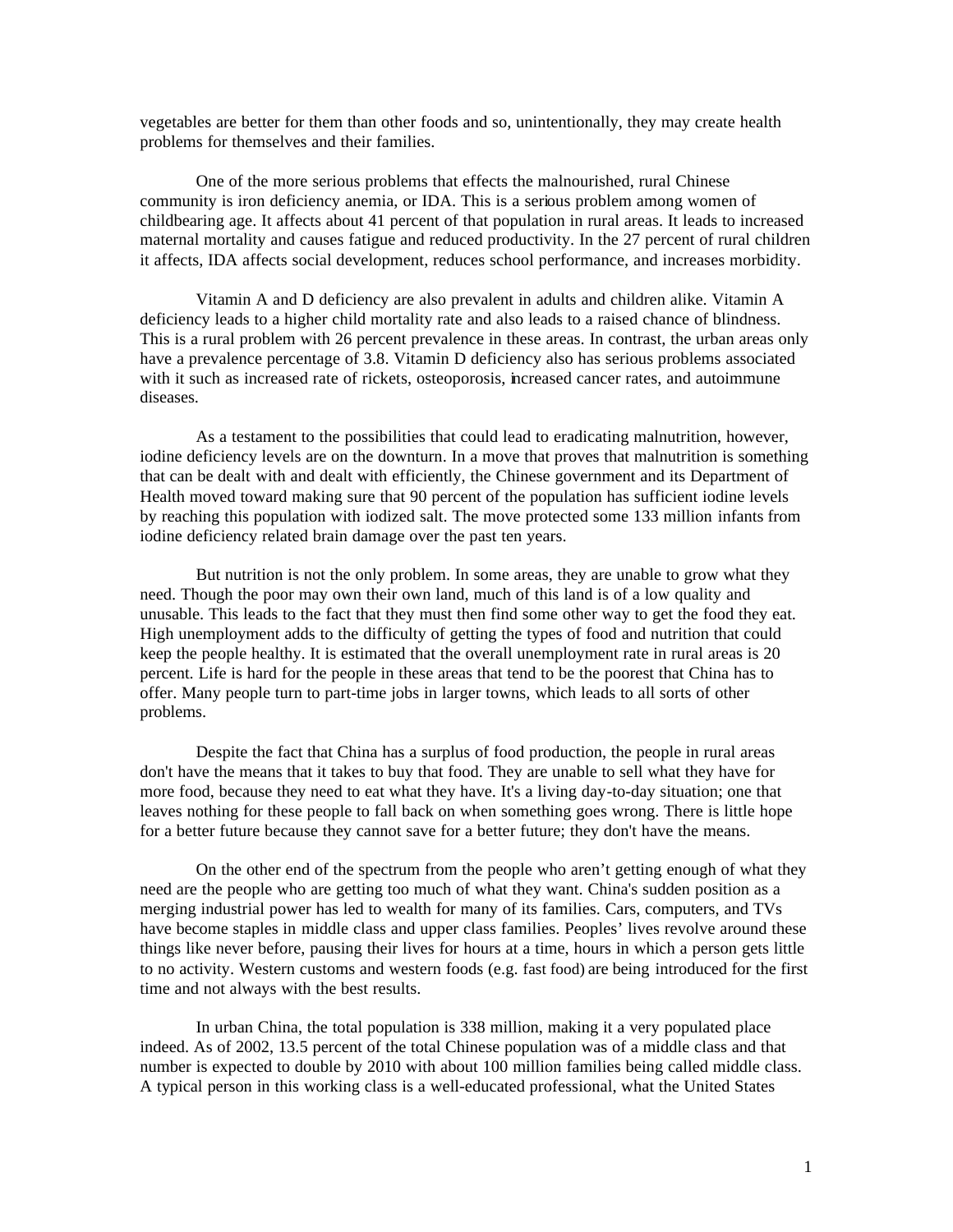vegetables are better for them than other foods and so, unintentionally, they may create health problems for themselves and their families.

One of the more serious problems that effects the malnourished, rural Chinese community is iron deficiency anemia, or IDA. This is a serious problem among women of childbearing age. It affects about 41 percent of that population in rural areas. It leads to increased maternal mortality and causes fatigue and reduced productivity. In the 27 percent of rural children it affects, IDA affects social development, reduces school performance, and increases morbidity.

Vitamin A and D deficiency are also prevalent in adults and children alike. Vitamin A deficiency leads to a higher child mortality rate and also leads to a raised chance of blindness. This is a rural problem with 26 percent prevalence in these areas. In contrast, the urban areas only have a prevalence percentage of 3.8. Vitamin D deficiency also has serious problems associated with it such as increased rate of rickets, osteoporosis, increased cancer rates, and autoimmune diseases.

As a testament to the possibilities that could lead to eradicating malnutrition, however, iodine deficiency levels are on the downturn. In a move that proves that malnutrition is something that can be dealt with and dealt with efficiently, the Chinese government and its Department of Health moved toward making sure that 90 percent of the population has sufficient iodine levels by reaching this population with iodized salt. The move protected some 133 million infants from iodine deficiency related brain damage over the past ten years.

But nutrition is not the only problem. In some areas, they are unable to grow what they need. Though the poor may own their own land, much of this land is of a low quality and unusable. This leads to the fact that they must then find some other way to get the food they eat. High unemployment adds to the difficulty of getting the types of food and nutrition that could keep the people healthy. It is estimated that the overall unemployment rate in rural areas is 20 percent. Life is hard for the people in these areas that tend to be the poorest that China has to offer. Many people turn to part-time jobs in larger towns, which leads to all sorts of other problems.

Despite the fact that China has a surplus of food production, the people in rural areas don't have the means that it takes to buy that food. They are unable to sell what they have for more food, because they need to eat what they have. It's a living day-to-day situation; one that leaves nothing for these people to fall back on when something goes wrong. There is little hope for a better future because they cannot save for a better future; they don't have the means.

On the other end of the spectrum from the people who aren't getting enough of what they need are the people who are getting too much of what they want. China's sudden position as a merging industrial power has led to wealth for many of its families. Cars, computers, and TVs have become staples in middle class and upper class families. Peoples' lives revolve around these things like never before, pausing their lives for hours at a time, hours in which a person gets little to no activity. Western customs and western foods (e.g. fast food) are being introduced for the first time and not always with the best results.

In urban China, the total population is 338 million, making it a very populated place indeed. As of 2002, 13.5 percent of the total Chinese population was of a middle class and that number is expected to double by 2010 with about 100 million families being called middle class. A typical person in this working class is a well-educated professional, what the United States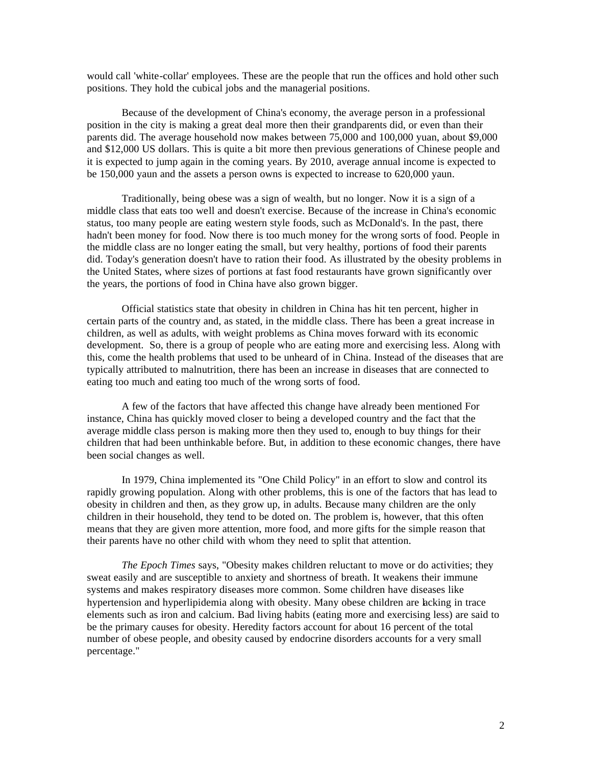would call 'white-collar' employees. These are the people that run the offices and hold other such positions. They hold the cubical jobs and the managerial positions.

Because of the development of China's economy, the average person in a professional position in the city is making a great deal more then their grandparents did, or even than their parents did. The average household now makes between 75,000 and 100,000 yuan, about $9,000 and $12,000 US dollars. This is quite a bit more then previous generations of Chinese people and it is expected to jump again in the coming years. By 2010, average annual income is expected to be 150,000 yaun and the assets a person owns is expected to increase to 620,000 yaun.

Traditionally, being obese was a sign of wealth, but no longer. Now it is a sign of a middle class that eats too well and doesn't exercise. Because of the increase in China's economic status, too many people are eating western style foods, such as McDonald's. In the past, there hadn't been money for food. Now there is too much money for the wrong sorts of food. People in the middle class are no longer eating the small, but very healthy, portions of food their parents did. Today's generation doesn't have to ration their food. As illustrated by the obesity problems in the United States, where sizes of portions at fast food restaurants have grown significantly over the years, the portions of food in China have also grown bigger.

Official statistics state that obesity in children in China has hit ten percent, higher in certain parts of the country and, as stated, in the middle class. There has been a great increase in children, as well as adults, with weight problems as China moves forward with its economic development. So, there is a group of people who are eating more and exercising less. Along with this, come the health problems that used to be unheard of in China. Instead of the diseases that are typically attributed to malnutrition, there has been an increase in diseases that are connected to eating too much and eating too much of the wrong sorts of food.

A few of the factors that have affected this change have already been mentioned For instance, China has quickly moved closer to being a developed country and the fact that the average middle class person is making more then they used to, enough to buy things for their children that had been unthinkable before. But, in addition to these economic changes, there have been social changes as well.

In 1979, China implemented its "One Child Policy" in an effort to slow and control its rapidly growing population. Along with other problems, this is one of the factors that has lead to obesity in children and then, as they grow up, in adults. Because many children are the only children in their household, they tend to be doted on. The problem is, however, that this often means that they are given more attention, more food, and more gifts for the simple reason that their parents have no other child with whom they need to split that attention.

*The Epoch Times* says, "Obesity makes children reluctant to move or do activities; they sweat easily and are susceptible to anxiety and shortness of breath. It weakens their immune systems and makes respiratory diseases more common. Some children have diseases like hypertension and hyperlipidemia along with obesity. Many obese children are lacking in trace elements such as iron and calcium. Bad living habits (eating more and exercising less) are said to be the primary causes for obesity. Heredity factors account for about 16 percent of the total number of obese people, and obesity caused by endocrine disorders accounts for a very small percentage."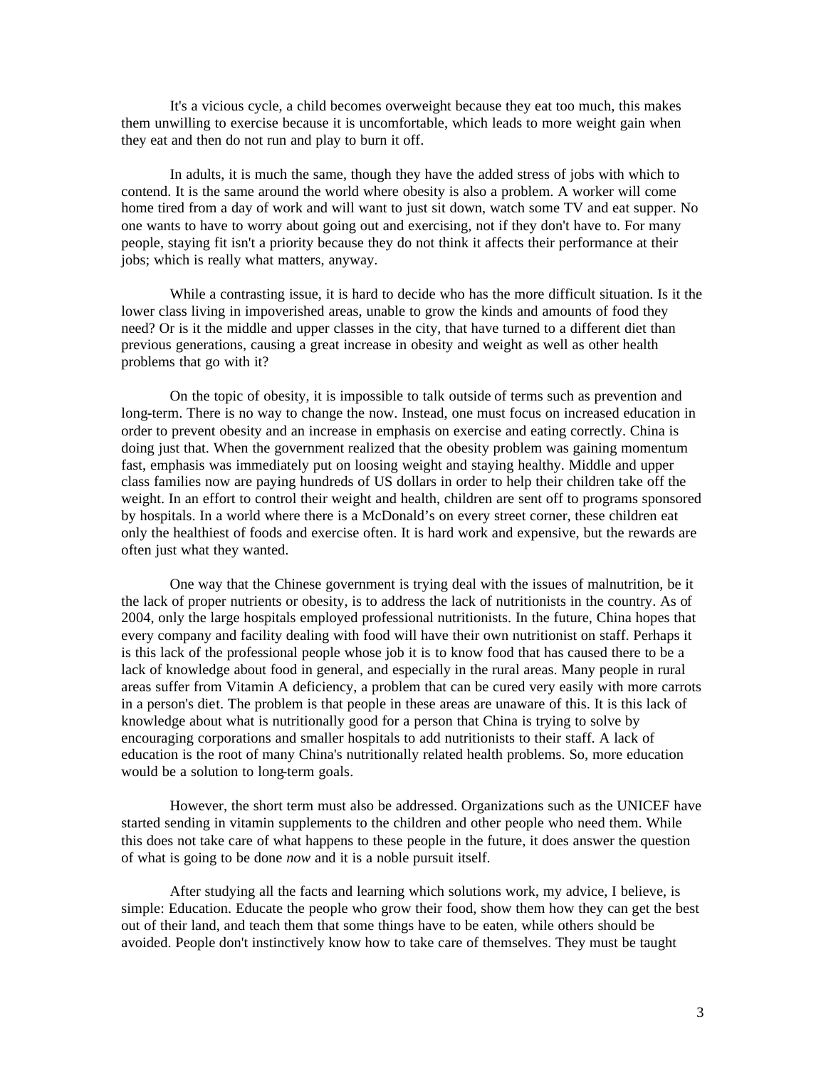It's a vicious cycle, a child becomes overweight because they eat too much, this makes them unwilling to exercise because it is uncomfortable, which leads to more weight gain when they eat and then do not run and play to burn it off.

In adults, it is much the same, though they have the added stress of jobs with which to contend. It is the same around the world where obesity is also a problem. A worker will come home tired from a day of work and will want to just sit down, watch some TV and eat supper. No one wants to have to worry about going out and exercising, not if they don't have to. For many people, staying fit isn't a priority because they do not think it affects their performance at their jobs; which is really what matters, anyway.

While a contrasting issue, it is hard to decide who has the more difficult situation. Is it the lower class living in impoverished areas, unable to grow the kinds and amounts of food they need? Or is it the middle and upper classes in the city, that have turned to a different diet than previous generations, causing a great increase in obesity and weight as well as other health problems that go with it?

On the topic of obesity, it is impossible to talk outside of terms such as prevention and long-term. There is no way to change the now. Instead, one must focus on increased education in order to prevent obesity and an increase in emphasis on exercise and eating correctly. China is doing just that. When the government realized that the obesity problem was gaining momentum fast, emphasis was immediately put on loosing weight and staying healthy. Middle and upper class families now are paying hundreds of US dollars in order to help their children take off the weight. In an effort to control their weight and health, children are sent off to programs sponsored by hospitals. In a world where there is a McDonald's on every street corner, these children eat only the healthiest of foods and exercise often. It is hard work and expensive, but the rewards are often just what they wanted.

One way that the Chinese government is trying deal with the issues of malnutrition, be it the lack of proper nutrients or obesity, is to address the lack of nutritionists in the country. As of 2004, only the large hospitals employed professional nutritionists. In the future, China hopes that every company and facility dealing with food will have their own nutritionist on staff. Perhaps it is this lack of the professional people whose job it is to know food that has caused there to be a lack of knowledge about food in general, and especially in the rural areas. Many people in rural areas suffer from Vitamin A deficiency, a problem that can be cured very easily with more carrots in a person's diet. The problem is that people in these areas are unaware of this. It is this lack of knowledge about what is nutritionally good for a person that China is trying to solve by encouraging corporations and smaller hospitals to add nutritionists to their staff. A lack of education is the root of many China's nutritionally related health problems. So, more education would be a solution to long-term goals.

However, the short term must also be addressed. Organizations such as the UNICEF have started sending in vitamin supplements to the children and other people who need them. While this does not take care of what happens to these people in the future, it does answer the question of what is going to be done *now* and it is a noble pursuit itself.

After studying all the facts and learning which solutions work, my advice, I believe, is simple: Education. Educate the people who grow their food, show them how they can get the best out of their land, and teach them that some things have to be eaten, while others should be avoided. People don't instinctively know how to take care of themselves. They must be taught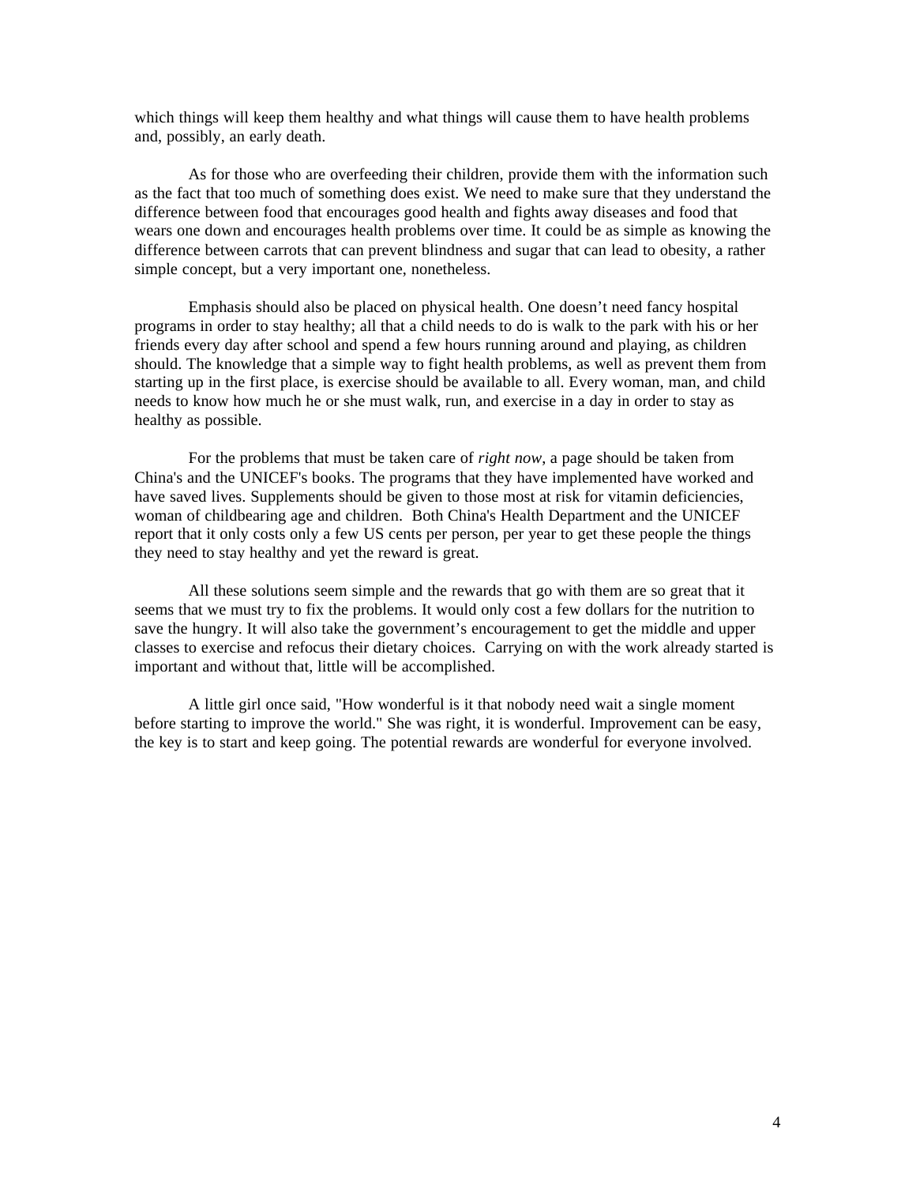which things will keep them healthy and what things will cause them to have health problems and, possibly, an early death.

As for those who are overfeeding their children, provide them with the information such as the fact that too much of something does exist. We need to make sure that they understand the difference between food that encourages good health and fights away diseases and food that wears one down and encourages health problems over time. It could be as simple as knowing the difference between carrots that can prevent blindness and sugar that can lead to obesity, a rather simple concept, but a very important one, nonetheless.

Emphasis should also be placed on physical health. One doesn't need fancy hospital programs in order to stay healthy; all that a child needs to do is walk to the park with his or her friends every day after school and spend a few hours running around and playing, as children should. The knowledge that a simple way to fight health problems, as well as prevent them from starting up in the first place, is exercise should be available to all. Every woman, man, and child needs to know how much he or she must walk, run, and exercise in a day in order to stay as healthy as possible.

For the problems that must be taken care of *right now*, a page should be taken from China's and the UNICEF's books. The programs that they have implemented have worked and have saved lives. Supplements should be given to those most at risk for vitamin deficiencies, woman of childbearing age and children. Both China's Health Department and the UNICEF report that it only costs only a few US cents per person, per year to get these people the things they need to stay healthy and yet the reward is great.

All these solutions seem simple and the rewards that go with them are so great that it seems that we must try to fix the problems. It would only cost a few dollars for the nutrition to save the hungry. It will also take the government's encouragement to get the middle and upper classes to exercise and refocus their dietary choices. Carrying on with the work already started is important and without that, little will be accomplished.

A little girl once said, "How wonderful is it that nobody need wait a single moment before starting to improve the world." She was right, it is wonderful. Improvement can be easy, the key is to start and keep going. The potential rewards are wonderful for everyone involved.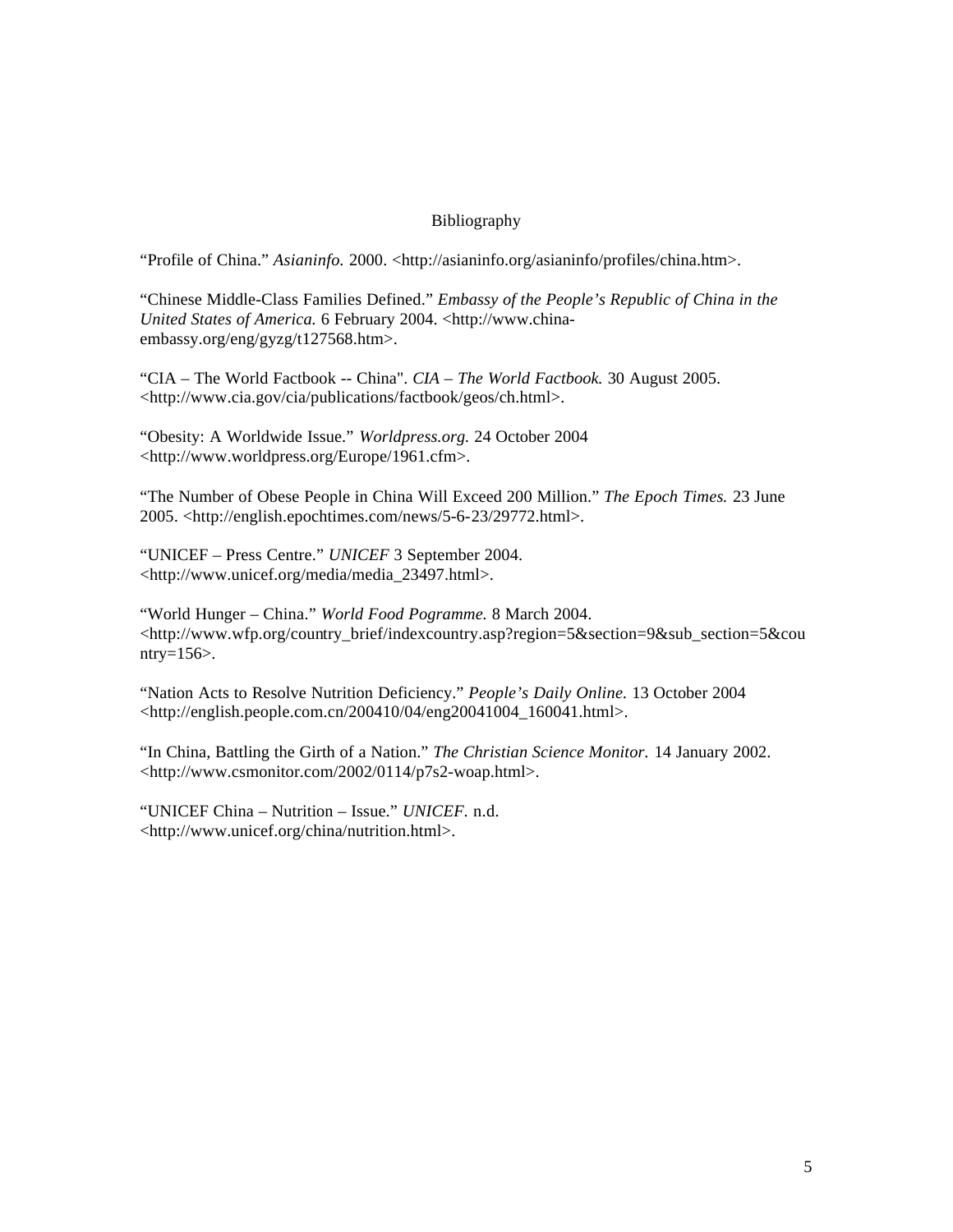# Bibliography

“Profile of China.” *Asianinfo.* 2000. <http://asianinfo.org/asianinfo/profiles/china.htm>.

“Chinese Middle-Class Families Defined.” *Embassy of the People’s Republic of China in the United States of America.* 6 February 2004. <http://www.china-embassy.org/eng/gyzg/t127568.htm>.

“CIA – The World Factbook -- China". *CIA – The World Factbook.* 30 August 2005. <http://www.cia.gov/cia/publications/factbook/geos/ch.html>.

“Obesity: A Worldwide Issue.” *Worldpress.org.* 24 October 2004 <http://www.worldpress.org/Europe/1961.cfm>.

“The Number of Obese People in China Will Exceed 200 Million.” *The Epoch Times.* 23 June 2005. <http://english.epochtimes.com/news/5-6-23/29772.html>.

“UNICEF – Press Centre.” *UNICEF* 3 September 2004. <http://www.unicef.org/media/media_23497.html>.

“World Hunger – China.” *World Food Pogramme.* 8 March 2004. <http://www.wfp.org/country_brief/indexcountry.asp?region=5&section=9&sub_section=5&country=156>.

“Nation Acts to Resolve Nutrition Deficiency.” *People’s Daily Online.* 13 October 2004 <http://english.people.com.cn/200410/04/eng20041004_160041.html>.

“In China, Battling the Girth of a Nation.” *The Christian Science Monitor.* 14 January 2002. <http://www.csmonitor.com/2002/0114/p7s2-woap.html>.

“UNICEF China – Nutrition – Issue.” *UNICEF.* n.d. <http://www.unicef.org/china/nutrition.html>.